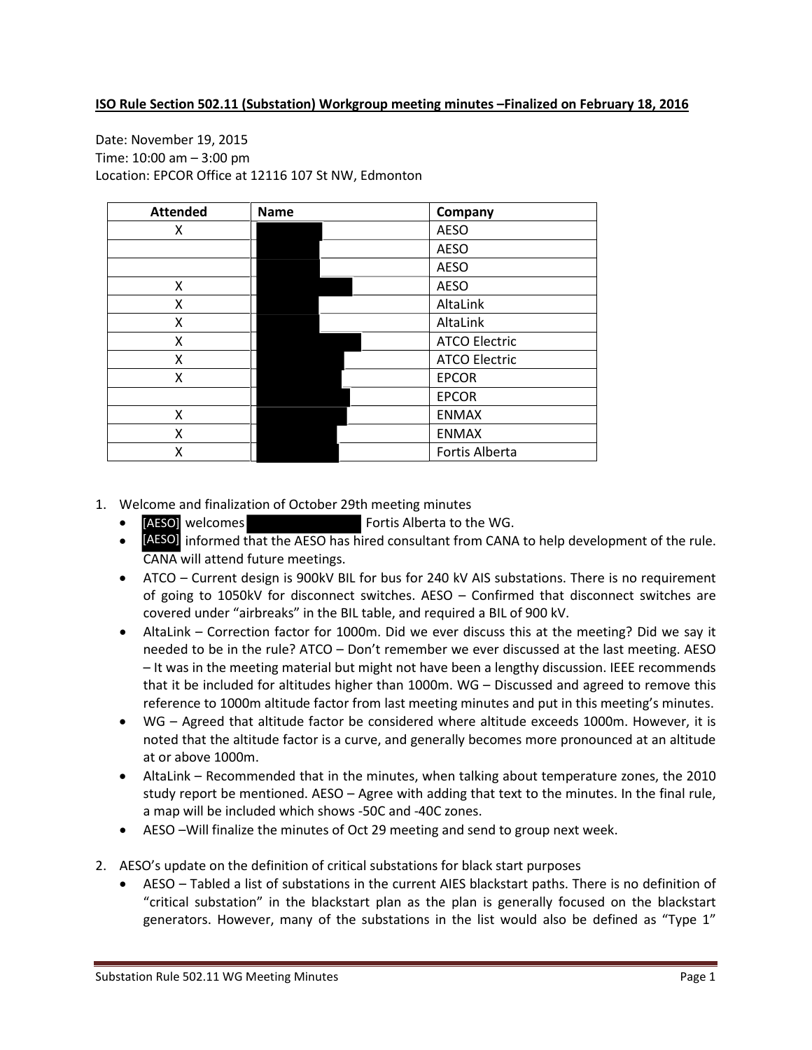**ISO Rule Section 502.11 (Substation) Workgroup meeting minutes –Finalized on February 18, 2016**

Date: November 19, 2015
Time: 10:00 am – 3:00 pm
Location: EPCOR Office at 12116 107 St NW, Edmonton

| Attended | Name | Company |
|---|---|---|
| X | | AESO |
| | | AESO |
| | | AESO |
| X | | AESO |
| X | | AltaLink |
| X | | AltaLink |
| X | | ATCO Electric |
| X | | ATCO Electric |
| X | | EPCOR |
| | | EPCOR |
| X | | ENMAX |
| X | | ENMAX |
| X | | Fortis Alberta |

1. Welcome and finalization of October 29th meeting minutes
   - [AESO] welcomes Fortis Alberta to the WG.
   - [AESO] informed that the AESO has hired consultant from CANA to help development of the rule. CANA will attend future meetings.
   - ATCO – Current design is 900kV BIL for bus for 240 kV AIS substations. There is no requirement of going to 1050kV for disconnect switches. AESO – Confirmed that disconnect switches are covered under "airbreaks" in the BIL table, and required a BIL of 900 kV.
   - AltaLink – Correction factor for 1000m. Did we ever discuss this at the meeting? Did we say it needed to be in the rule? ATCO – Don't remember we ever discussed at the last meeting. AESO – It was in the meeting material but might not have been a lengthy discussion. IEEE recommends that it be included for altitudes higher than 1000m. WG – Discussed and agreed to remove this reference to 1000m altitude factor from last meeting minutes and put in this meeting's minutes.
   - WG – Agreed that altitude factor be considered where altitude exceeds 1000m. However, it is noted that the altitude factor is a curve, and generally becomes more pronounced at an altitude at or above 1000m.
   - AltaLink – Recommended that in the minutes, when talking about temperature zones, the 2010 study report be mentioned. AESO – Agree with adding that text to the minutes. In the final rule, a map will be included which shows -50C and -40C zones.
   - AESO –Will finalize the minutes of Oct 29 meeting and send to group next week.

2. AESO's update on the definition of critical substations for black start purposes
   - AESO – Tabled a list of substations in the current AIES blackstart paths. There is no definition of "critical substation" in the blackstart plan as the plan is generally focused on the blackstart generators. However, many of the substations in the list would also be defined as "Type 1"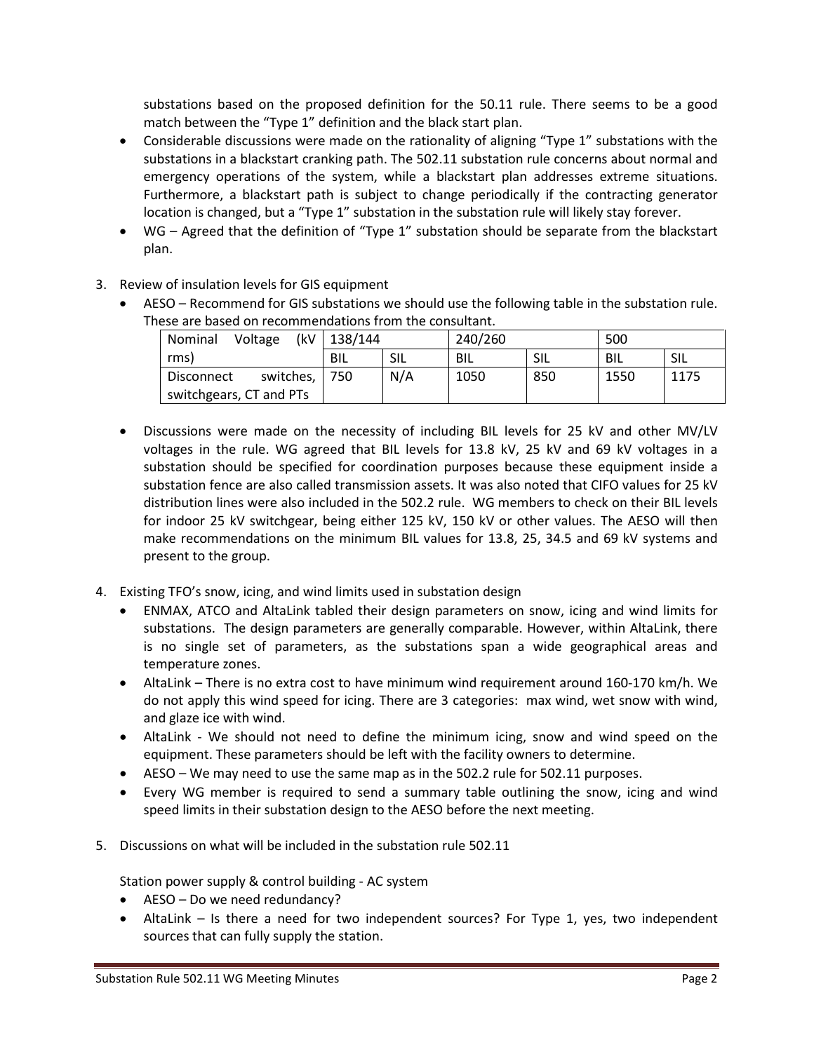substations based on the proposed definition for the 50.11 rule. There seems to be a good match between the "Type 1" definition and the black start plan.

- Considerable discussions were made on the rationality of aligning "Type 1" substations with the substations in a blackstart cranking path. The 502.11 substation rule concerns about normal and emergency operations of the system, while a blackstart plan addresses extreme situations. Furthermore, a blackstart path is subject to change periodically if the contracting generator location is changed, but a "Type 1" substation in the substation rule will likely stay forever.
- WG – Agreed that the definition of "Type 1" substation should be separate from the blackstart plan.

3. Review of insulation levels for GIS equipment
   - AESO – Recommend for GIS substations we should use the following table in the substation rule. These are based on recommendations from the consultant.

| Nominal Voltage (kV rms) | 138/144 | | 240/260 | | 500 | |
|---|---|---|---|---|---|---|
| | BIL | SIL | BIL | SIL | BIL | SIL |
| Disconnect switches, switchgears, CT and PTs | 750 | N/A | 1050 | 850 | 1550 | 1175 |

   - Discussions were made on the necessity of including BIL levels for 25 kV and other MV/LV voltages in the rule. WG agreed that BIL levels for 13.8 kV, 25 kV and 69 kV voltages in a substation should be specified for coordination purposes because these equipment inside a substation fence are also called transmission assets. It was also noted that CIFO values for 25 kV distribution lines were also included in the 502.2 rule. WG members to check on their BIL levels for indoor 25 kV switchgear, being either 125 kV, 150 kV or other values. The AESO will then make recommendations on the minimum BIL values for 13.8, 25, 34.5 and 69 kV systems and present to the group.

4. Existing TFO's snow, icing, and wind limits used in substation design
   - ENMAX, ATCO and AltaLink tabled their design parameters on snow, icing and wind limits for substations. The design parameters are generally comparable. However, within AltaLink, there is no single set of parameters, as the substations span a wide geographical areas and temperature zones.
   - AltaLink – There is no extra cost to have minimum wind requirement around 160-170 km/h. We do not apply this wind speed for icing. There are 3 categories: max wind, wet snow with wind, and glaze ice with wind.
   - AltaLink - We should not need to define the minimum icing, snow and wind speed on the equipment. These parameters should be left with the facility owners to determine.
   - AESO – We may need to use the same map as in the 502.2 rule for 502.11 purposes.
   - Every WG member is required to send a summary table outlining the snow, icing and wind speed limits in their substation design to the AESO before the next meeting.

5. Discussions on what will be included in the substation rule 502.11

   Station power supply & control building - AC system
   - AESO – Do we need redundancy?
   - AltaLink – Is there a need for two independent sources? For Type 1, yes, two independent sources that can fully supply the station.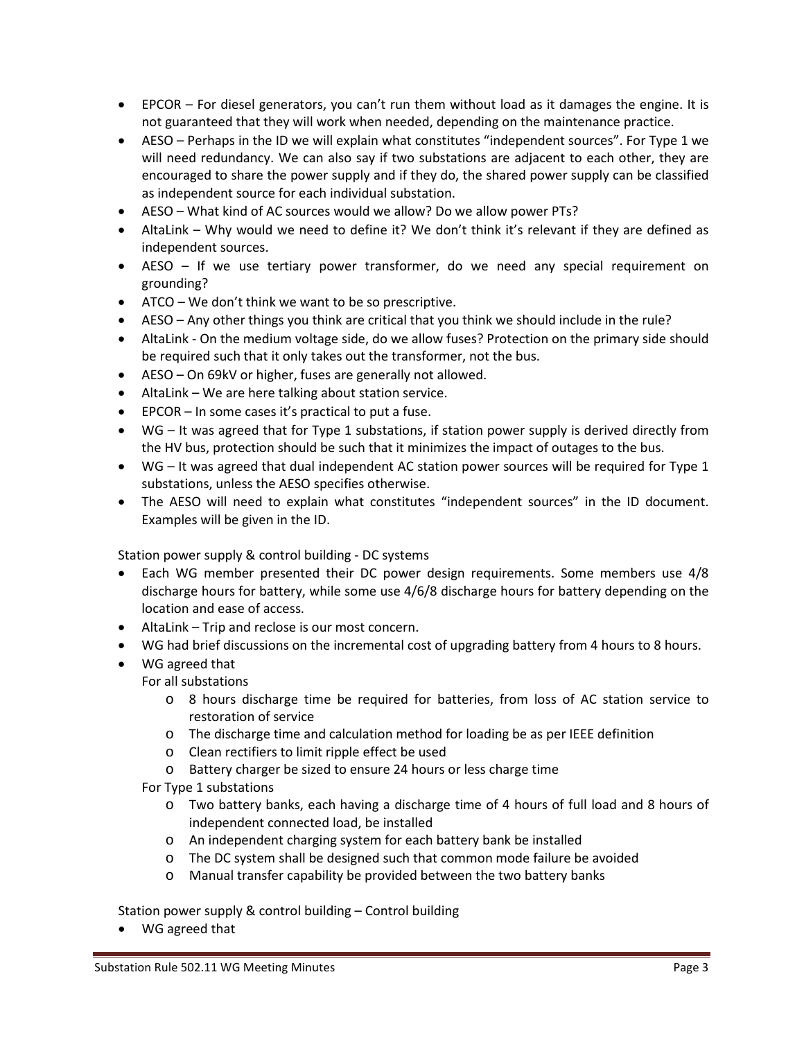- EPCOR – For diesel generators, you can't run them without load as it damages the engine. It is not guaranteed that they will work when needed, depending on the maintenance practice.
- AESO – Perhaps in the ID we will explain what constitutes "independent sources". For Type 1 we will need redundancy. We can also say if two substations are adjacent to each other, they are encouraged to share the power supply and if they do, the shared power supply can be classified as independent source for each individual substation.
- AESO – What kind of AC sources would we allow? Do we allow power PTs?
- AltaLink – Why would we need to define it? We don't think it's relevant if they are defined as independent sources.
- AESO – If we use tertiary power transformer, do we need any special requirement on grounding?
- ATCO – We don't think we want to be so prescriptive.
- AESO – Any other things you think are critical that you think we should include in the rule?
- AltaLink - On the medium voltage side, do we allow fuses? Protection on the primary side should be required such that it only takes out the transformer, not the bus.
- AESO – On 69kV or higher, fuses are generally not allowed.
- AltaLink – We are here talking about station service.
- EPCOR – In some cases it's practical to put a fuse.
- WG – It was agreed that for Type 1 substations, if station power supply is derived directly from the HV bus, protection should be such that it minimizes the impact of outages to the bus.
- WG – It was agreed that dual independent AC station power sources will be required for Type 1 substations, unless the AESO specifies otherwise.
- The AESO will need to explain what constitutes "independent sources" in the ID document. Examples will be given in the ID.

Station power supply & control building - DC systems

- Each WG member presented their DC power design requirements. Some members use 4/8 discharge hours for battery, while some use 4/6/8 discharge hours for battery depending on the location and ease of access.
- AltaLink – Trip and reclose is our most concern.
- WG had brief discussions on the incremental cost of upgrading battery from 4 hours to 8 hours.
- WG agreed that

  For all substations

  - 8 hours discharge time be required for batteries, from loss of AC station service to restoration of service
  - The discharge time and calculation method for loading be as per IEEE definition
  - Clean rectifiers to limit ripple effect be used
  - Battery charger be sized to ensure 24 hours or less charge time

  For Type 1 substations

  - Two battery banks, each having a discharge time of 4 hours of full load and 8 hours of independent connected load, be installed
  - An independent charging system for each battery bank be installed
  - The DC system shall be designed such that common mode failure be avoided
  - Manual transfer capability be provided between the two battery banks

Station power supply & control building – Control building

- WG agreed that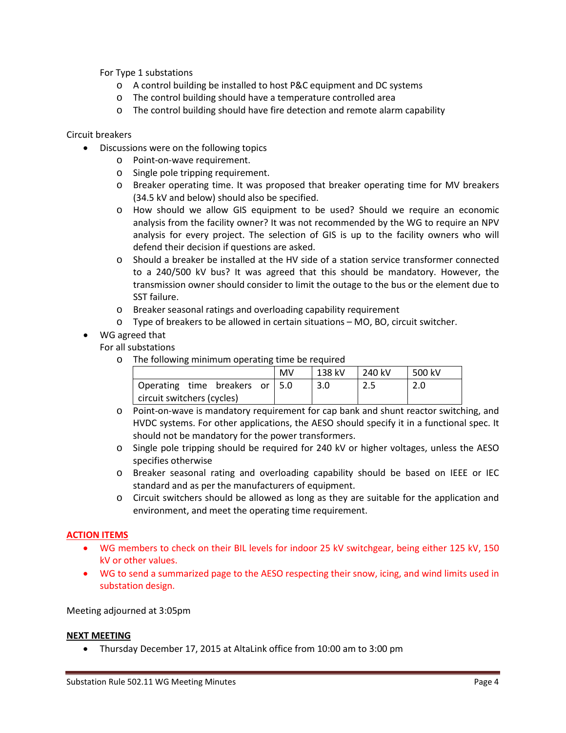For Type 1 substations

- A control building be installed to host P&C equipment and DC systems
- The control building should have a temperature controlled area
- The control building should have fire detection and remote alarm capability

Circuit breakers

- Discussions were on the following topics
  - Point-on-wave requirement.
  - Single pole tripping requirement.
  - Breaker operating time. It was proposed that breaker operating time for MV breakers (34.5 kV and below) should also be specified.
  - How should we allow GIS equipment to be used? Should we require an economic analysis from the facility owner? It was not recommended by the WG to require an NPV analysis for every project. The selection of GIS is up to the facility owners who will defend their decision if questions are asked.
  - Should a breaker be installed at the HV side of a station service transformer connected to a 240/500 kV bus? It was agreed that this should be mandatory. However, the transmission owner should consider to limit the outage to the bus or the element due to SST failure.
  - Breaker seasonal ratings and overloading capability requirement
  - Type of breakers to be allowed in certain situations – MO, BO, circuit switcher.
- WG agreed that

  For all substations
  - The following minimum operating time be required

    | | MV | 138 kV | 240 kV | 500 kV |
    |---|---|---|---|---|
    | Operating time breakers or circuit switchers (cycles) | 5.0 | 3.0 | 2.5 | 2.0 |

  - Point-on-wave is mandatory requirement for cap bank and shunt reactor switching, and HVDC systems. For other applications, the AESO should specify it in a functional spec. It should not be mandatory for the power transformers.
  - Single pole tripping should be required for 240 kV or higher voltages, unless the AESO specifies otherwise
  - Breaker seasonal rating and overloading capability should be based on IEEE or IEC standard and as per the manufacturers of equipment.
  - Circuit switchers should be allowed as long as they are suitable for the application and environment, and meet the operating time requirement.

## ACTION ITEMS

- WG members to check on their BIL levels for indoor 25 kV switchgear, being either 125 kV, 150 kV or other values.
- WG to send a summarized page to the AESO respecting their snow, icing, and wind limits used in substation design.

Meeting adjourned at 3:05pm

## NEXT MEETING

- Thursday December 17, 2015 at AltaLink office from 10:00 am to 3:00 pm